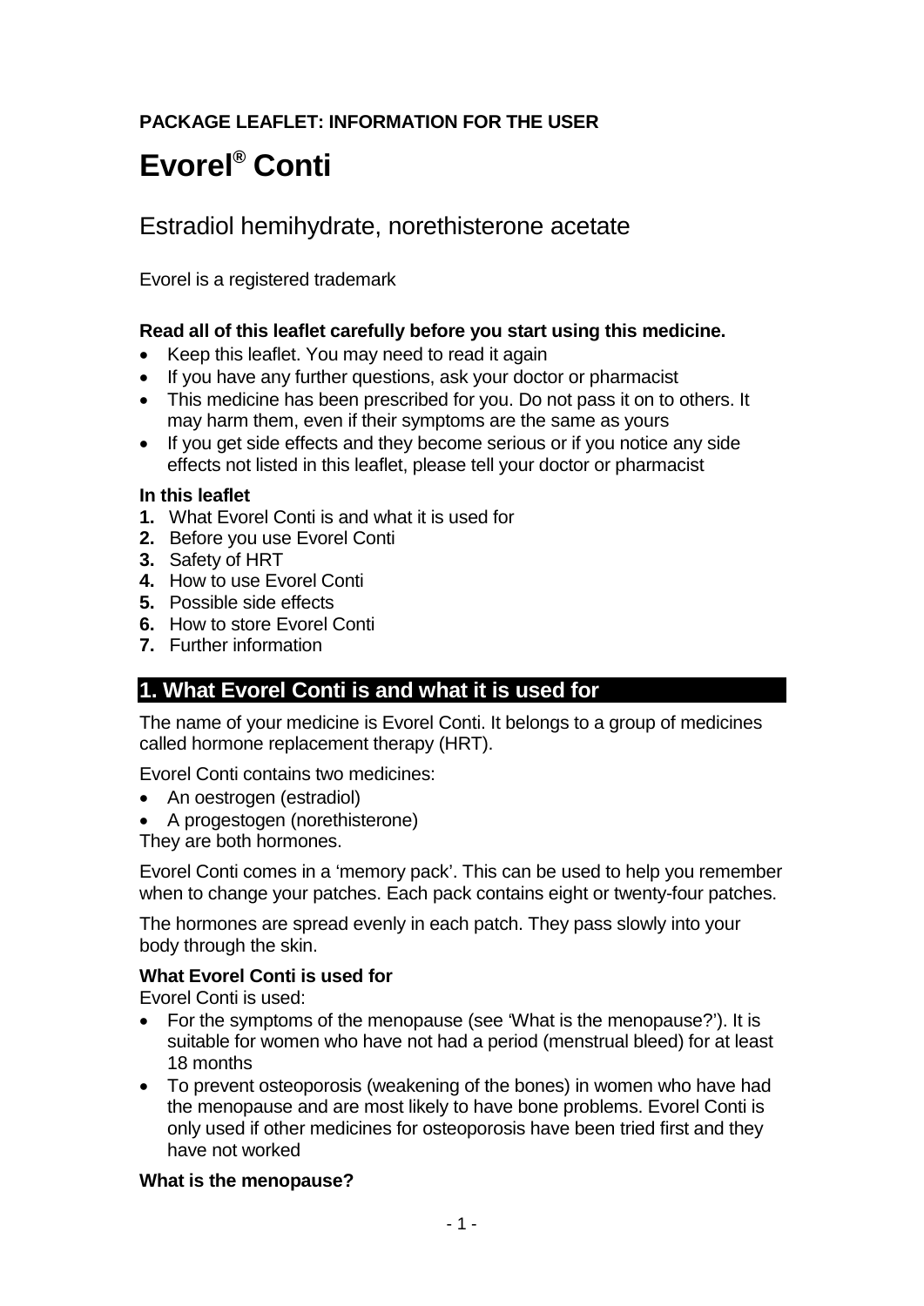**PACKAGE LEAFLET: INFORMATION FOR THE USER**

# Evorel® Conti

## Estradiol hemihydrate, norethisterone acetate

Evorel is a registered trademark

**Read all of this leaflet carefully before you start using this medicine.**

- Keep this leaflet. You may need to read it again
- If you have any further questions, ask your doctor or pharmacist
- This medicine has been prescribed for you. Do not pass it on to others. It may harm them, even if their symptoms are the same as yours
- If you get side effects and they become serious or if you notice any side effects not listed in this leaflet, please tell your doctor or pharmacist

**In this leaflet**

1. What Evorel Conti is and what it is used for
2. Before you use Evorel Conti
3. Safety of HRT
4. How to use Evorel Conti
5. Possible side effects
6. How to store Evorel Conti
7. Further information

## 1. What Evorel Conti is and what it is used for

The name of your medicine is Evorel Conti. It belongs to a group of medicines called hormone replacement therapy (HRT).

Evorel Conti contains two medicines:

- An oestrogen (estradiol)
- A progestogen (norethisterone)

They are both hormones.

Evorel Conti comes in a 'memory pack'. This can be used to help you remember when to change your patches. Each pack contains eight or twenty-four patches.

The hormones are spread evenly in each patch. They pass slowly into your body through the skin.

**What Evorel Conti is used for**

Evorel Conti is used:

- For the symptoms of the menopause (see 'What is the menopause?'). It is suitable for women who have not had a period (menstrual bleed) for at least 18 months
- To prevent osteoporosis (weakening of the bones) in women who have had the menopause and are most likely to have bone problems. Evorel Conti is only used if other medicines for osteoporosis have been tried first and they have not worked

**What is the menopause?**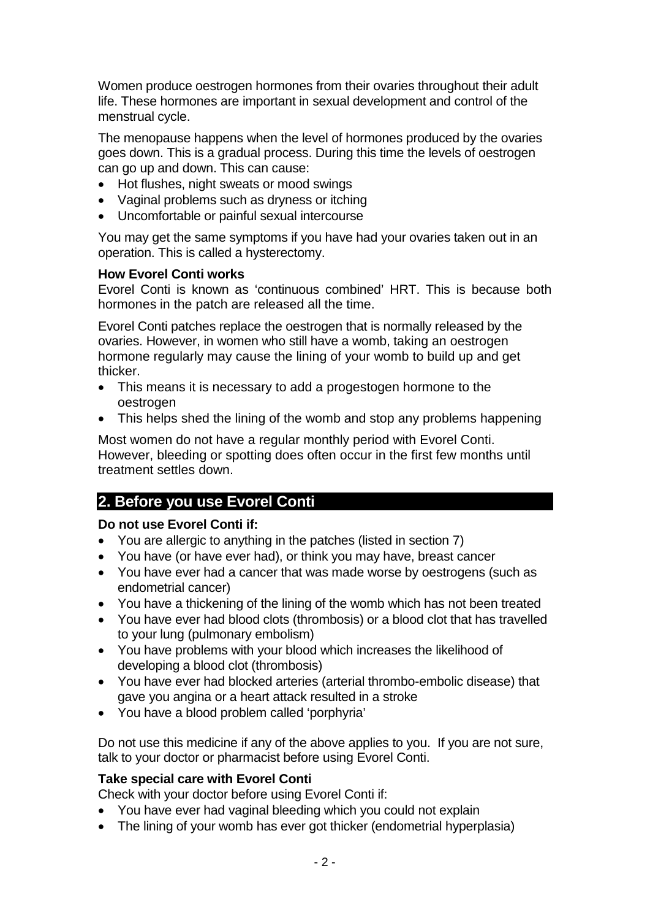Women produce oestrogen hormones from their ovaries throughout their adult life. These hormones are important in sexual development and control of the menstrual cycle.

The menopause happens when the level of hormones produced by the ovaries goes down. This is a gradual process. During this time the levels of oestrogen can go up and down. This can cause:

- Hot flushes, night sweats or mood swings
- Vaginal problems such as dryness or itching
- Uncomfortable or painful sexual intercourse

You may get the same symptoms if you have had your ovaries taken out in an operation. This is called a hysterectomy.

**How Evorel Conti works**

Evorel Conti is known as 'continuous combined' HRT. This is because both hormones in the patch are released all the time.

Evorel Conti patches replace the oestrogen that is normally released by the ovaries. However, in women who still have a womb, taking an oestrogen hormone regularly may cause the lining of your womb to build up and get thicker.

- This means it is necessary to add a progestogen hormone to the oestrogen
- This helps shed the lining of the womb and stop any problems happening

Most women do not have a regular monthly period with Evorel Conti. However, bleeding or spotting does often occur in the first few months until treatment settles down.

## 2. Before you use Evorel Conti

**Do not use Evorel Conti if:**

- You are allergic to anything in the patches (listed in section 7)
- You have (or have ever had), or think you may have, breast cancer
- You have ever had a cancer that was made worse by oestrogens (such as endometrial cancer)
- You have a thickening of the lining of the womb which has not been treated
- You have ever had blood clots (thrombosis) or a blood clot that has travelled to your lung (pulmonary embolism)
- You have problems with your blood which increases the likelihood of developing a blood clot (thrombosis)
- You have ever had blocked arteries (arterial thrombo-embolic disease) that gave you angina or a heart attack resulted in a stroke
- You have a blood problem called 'porphyria'

Do not use this medicine if any of the above applies to you. If you are not sure, talk to your doctor or pharmacist before using Evorel Conti.

**Take special care with Evorel Conti**

Check with your doctor before using Evorel Conti if:

- You have ever had vaginal bleeding which you could not explain
- The lining of your womb has ever got thicker (endometrial hyperplasia)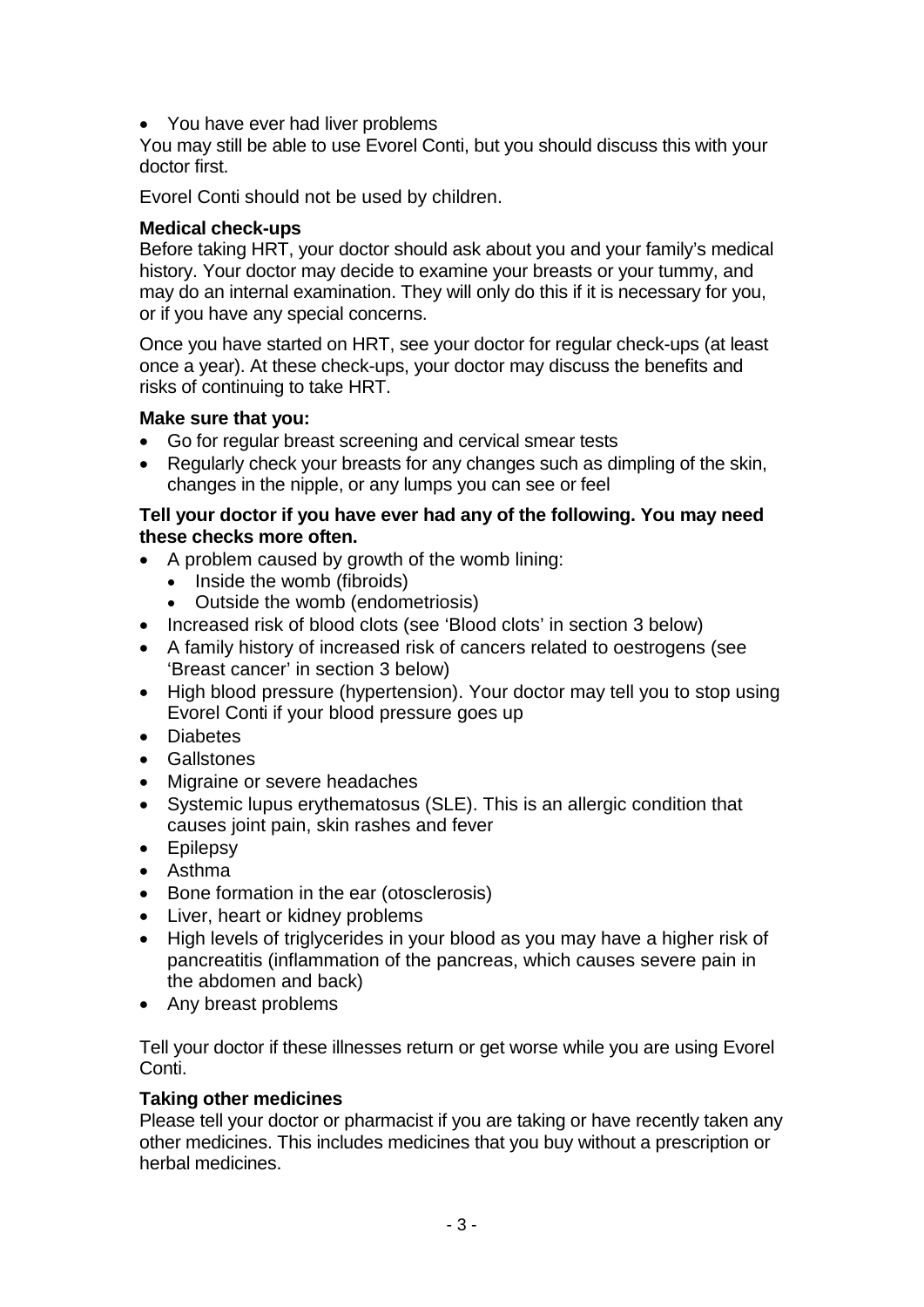- You have ever had liver problems

You may still be able to use Evorel Conti, but you should discuss this with your doctor first.

Evorel Conti should not be used by children.

**Medical check-ups**

Before taking HRT, your doctor should ask about you and your family's medical history. Your doctor may decide to examine your breasts or your tummy, and may do an internal examination. They will only do this if it is necessary for you, or if you have any special concerns.

Once you have started on HRT, see your doctor for regular check-ups (at least once a year). At these check-ups, your doctor may discuss the benefits and risks of continuing to take HRT.

**Make sure that you:**

- Go for regular breast screening and cervical smear tests
- Regularly check your breasts for any changes such as dimpling of the skin, changes in the nipple, or any lumps you can see or feel

**Tell your doctor if you have ever had any of the following. You may need these checks more often.**

- A problem caused by growth of the womb lining:
  - Inside the womb (fibroids)
  - Outside the womb (endometriosis)
- Increased risk of blood clots (see 'Blood clots' in section 3 below)
- A family history of increased risk of cancers related to oestrogens (see 'Breast cancer' in section 3 below)
- High blood pressure (hypertension). Your doctor may tell you to stop using Evorel Conti if your blood pressure goes up
- Diabetes
- Gallstones
- Migraine or severe headaches
- Systemic lupus erythematosus (SLE). This is an allergic condition that causes joint pain, skin rashes and fever
- Epilepsy
- Asthma
- Bone formation in the ear (otosclerosis)
- Liver, heart or kidney problems
- High levels of triglycerides in your blood as you may have a higher risk of pancreatitis (inflammation of the pancreas, which causes severe pain in the abdomen and back)
- Any breast problems

Tell your doctor if these illnesses return or get worse while you are using Evorel Conti.

**Taking other medicines**

Please tell your doctor or pharmacist if you are taking or have recently taken any other medicines. This includes medicines that you buy without a prescription or herbal medicines.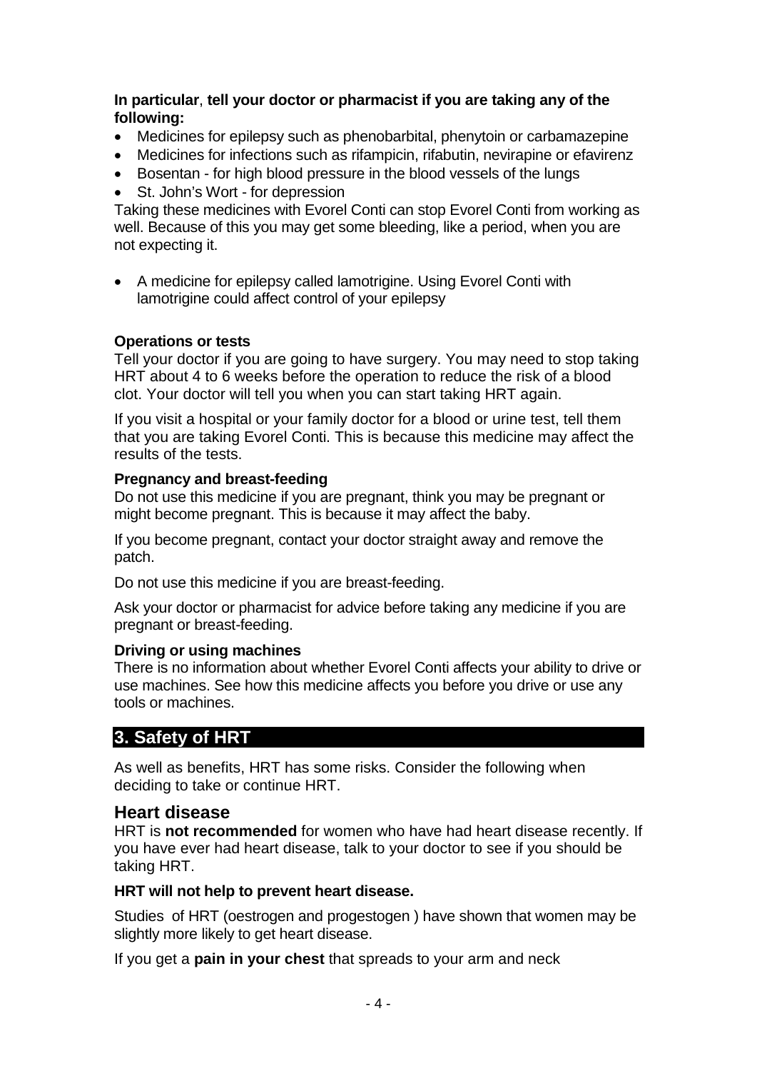**In particular**, **tell your doctor or pharmacist if you are taking any of the following:**

- Medicines for epilepsy such as phenobarbital, phenytoin or carbamazepine
- Medicines for infections such as rifampicin, rifabutin, nevirapine or efavirenz
- Bosentan - for high blood pressure in the blood vessels of the lungs
- St. John's Wort - for depression

Taking these medicines with Evorel Conti can stop Evorel Conti from working as well. Because of this you may get some bleeding, like a period, when you are not expecting it.

- A medicine for epilepsy called lamotrigine. Using Evorel Conti with lamotrigine could affect control of your epilepsy

**Operations or tests**

Tell your doctor if you are going to have surgery. You may need to stop taking HRT about 4 to 6 weeks before the operation to reduce the risk of a blood clot. Your doctor will tell you when you can start taking HRT again.

If you visit a hospital or your family doctor for a blood or urine test, tell them that you are taking Evorel Conti. This is because this medicine may affect the results of the tests.

**Pregnancy and breast-feeding**

Do not use this medicine if you are pregnant, think you may be pregnant or might become pregnant. This is because it may affect the baby.

If you become pregnant, contact your doctor straight away and remove the patch.

Do not use this medicine if you are breast-feeding.

Ask your doctor or pharmacist for advice before taking any medicine if you are pregnant or breast-feeding.

**Driving or using machines**

There is no information about whether Evorel Conti affects your ability to drive or use machines. See how this medicine affects you before you drive or use any tools or machines.

## 3. Safety of HRT

As well as benefits, HRT has some risks. Consider the following when deciding to take or continue HRT.

### Heart disease

HRT is **not recommended** for women who have had heart disease recently. If you have ever had heart disease, talk to your doctor to see if you should be taking HRT.

**HRT will not help to prevent heart disease.**

Studies of HRT (oestrogen and progestogen ) have shown that women may be slightly more likely to get heart disease.

If you get a **pain in your chest** that spreads to your arm and neck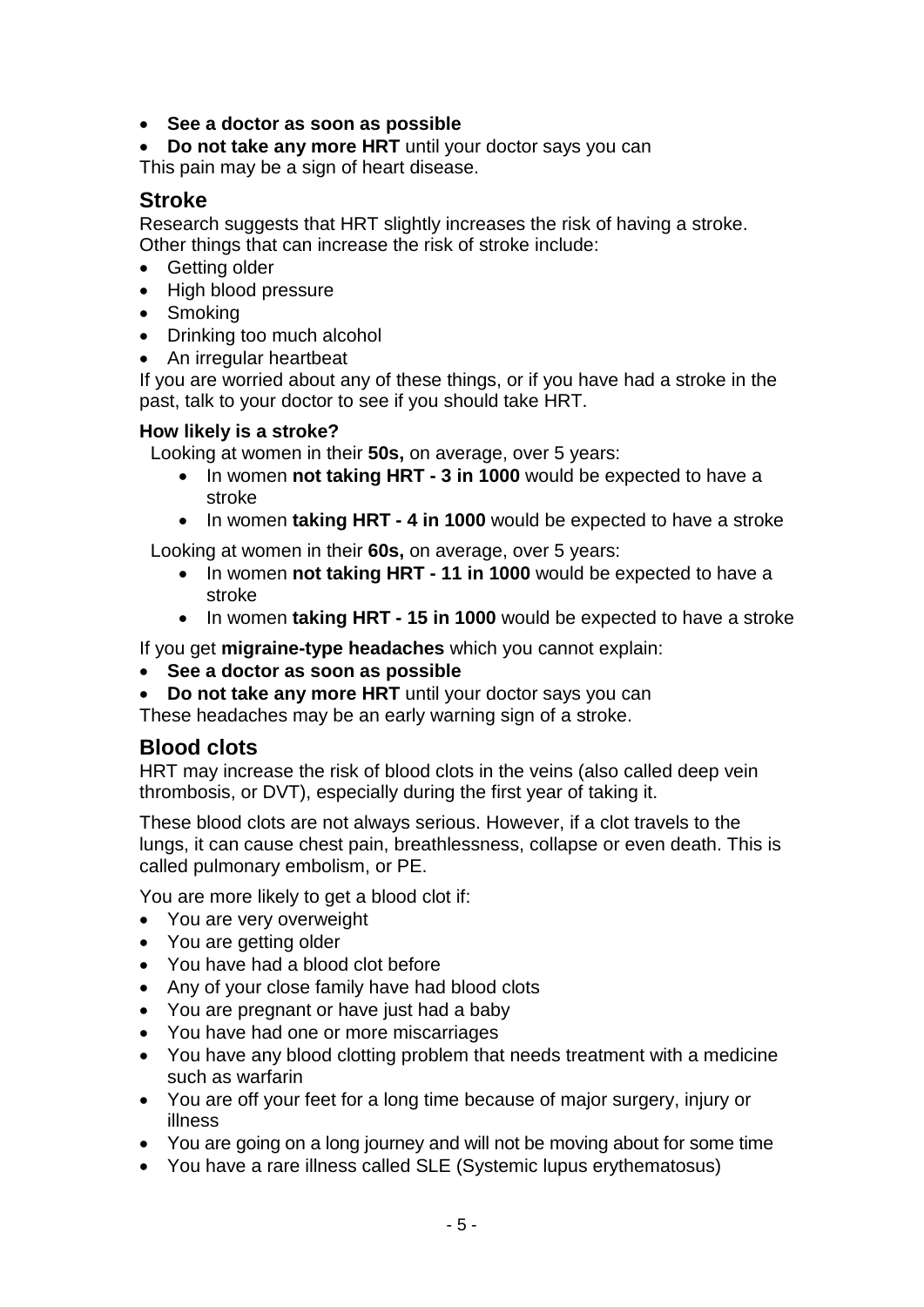- **See a doctor as soon as possible**
- **Do not take any more HRT** until your doctor says you can

This pain may be a sign of heart disease.

## Stroke

Research suggests that HRT slightly increases the risk of having a stroke. Other things that can increase the risk of stroke include:

- Getting older
- High blood pressure
- Smoking
- Drinking too much alcohol
- An irregular heartbeat

If you are worried about any of these things, or if you have had a stroke in the past, talk to your doctor to see if you should take HRT.

#### How likely is a stroke?

Looking at women in their **50s,** on average, over 5 years:

- In women **not taking HRT - 3 in 1000** would be expected to have a stroke
- In women **taking HRT - 4 in 1000** would be expected to have a stroke

Looking at women in their **60s,** on average, over 5 years:

- In women **not taking HRT - 11 in 1000** would be expected to have a stroke
- In women **taking HRT - 15 in 1000** would be expected to have a stroke

If you get **migraine-type headaches** which you cannot explain:

- **See a doctor as soon as possible**
- **Do not take any more HRT** until your doctor says you can

These headaches may be an early warning sign of a stroke.

## Blood clots

HRT may increase the risk of blood clots in the veins (also called deep vein thrombosis, or DVT), especially during the first year of taking it.

These blood clots are not always serious. However, if a clot travels to the lungs, it can cause chest pain, breathlessness, collapse or even death. This is called pulmonary embolism, or PE.

You are more likely to get a blood clot if:

- You are very overweight
- You are getting older
- You have had a blood clot before
- Any of your close family have had blood clots
- You are pregnant or have just had a baby
- You have had one or more miscarriages
- You have any blood clotting problem that needs treatment with a medicine such as warfarin
- You are off your feet for a long time because of major surgery, injury or illness
- You are going on a long journey and will not be moving about for some time
- You have a rare illness called SLE (Systemic lupus erythematosus)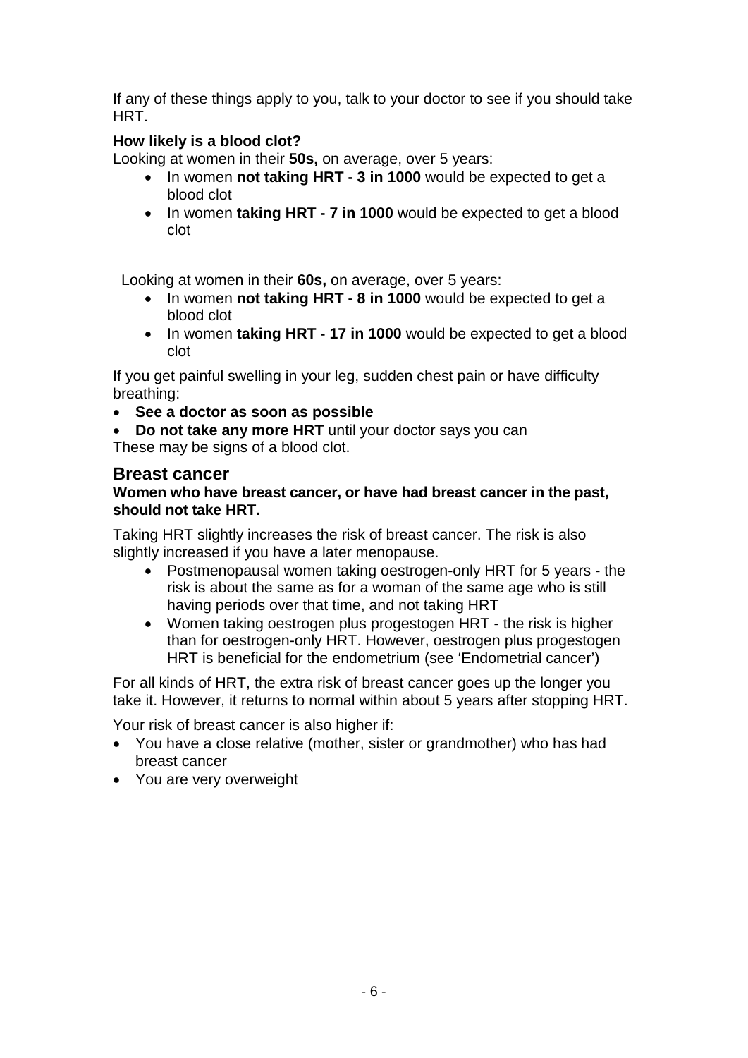If any of these things apply to you, talk to your doctor to see if you should take HRT.

**How likely is a blood clot?**

Looking at women in their **50s,** on average, over 5 years:

- In women **not taking HRT - 3 in 1000** would be expected to get a blood clot
- In women **taking HRT - 7 in 1000** would be expected to get a blood clot

Looking at women in their **60s,** on average, over 5 years:

- In women **not taking HRT - 8 in 1000** would be expected to get a blood clot
- In women **taking HRT - 17 in 1000** would be expected to get a blood clot

If you get painful swelling in your leg, sudden chest pain or have difficulty breathing:

- **See a doctor as soon as possible**
- **Do not take any more HRT** until your doctor says you can

These may be signs of a blood clot.

## Breast cancer

**Women who have breast cancer, or have had breast cancer in the past, should not take HRT.**

Taking HRT slightly increases the risk of breast cancer. The risk is also slightly increased if you have a later menopause.

- Postmenopausal women taking oestrogen-only HRT for 5 years - the risk is about the same as for a woman of the same age who is still having periods over that time, and not taking HRT
- Women taking oestrogen plus progestogen HRT - the risk is higher than for oestrogen-only HRT. However, oestrogen plus progestogen HRT is beneficial for the endometrium (see 'Endometrial cancer')

For all kinds of HRT, the extra risk of breast cancer goes up the longer you take it. However, it returns to normal within about 5 years after stopping HRT.

Your risk of breast cancer is also higher if:

- You have a close relative (mother, sister or grandmother) who has had breast cancer
- You are very overweight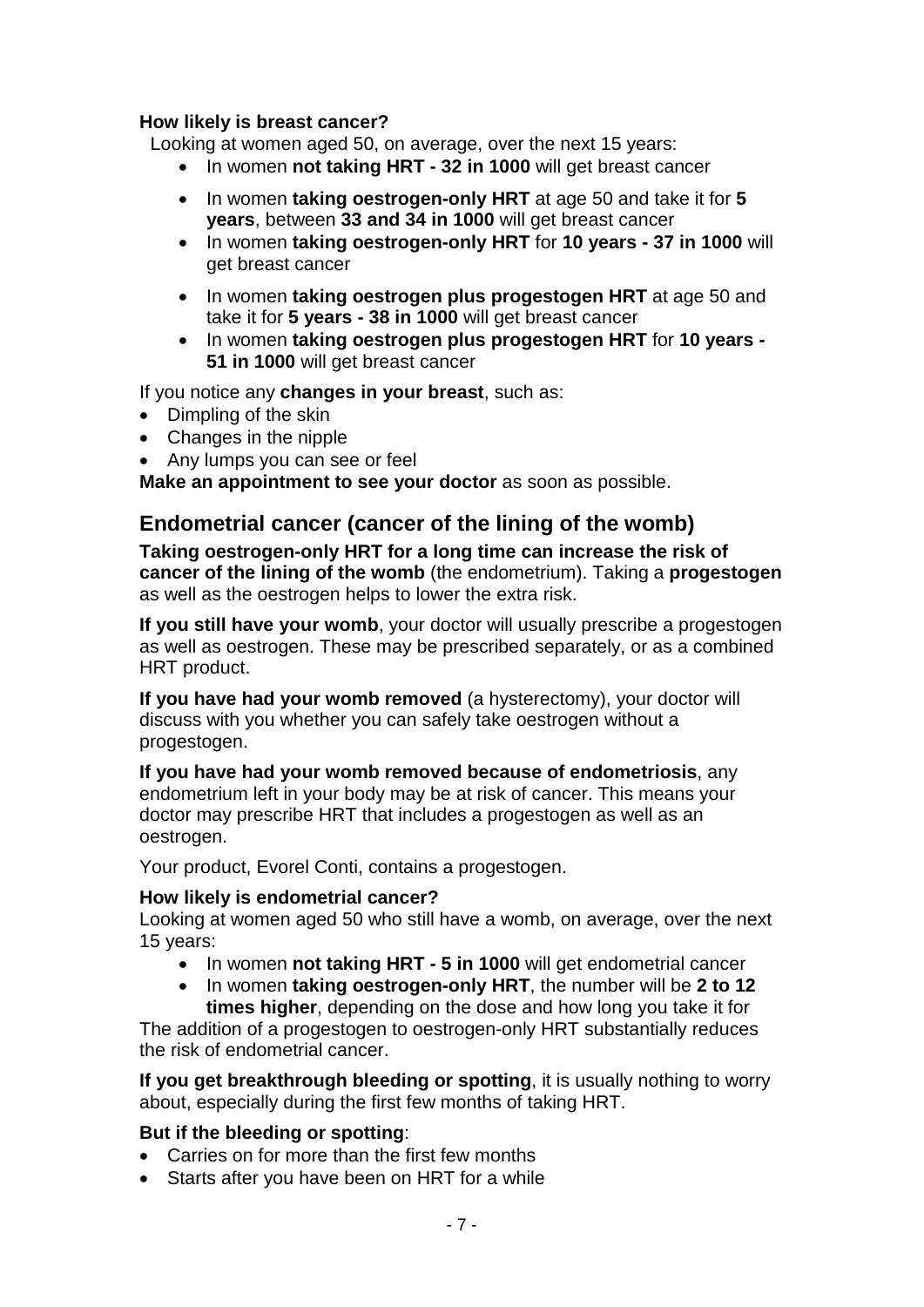**How likely is breast cancer?**

Looking at women aged 50, on average, over the next 15 years:

- In women **not taking HRT - 32 in 1000** will get breast cancer
- In women **taking oestrogen-only HRT** at age 50 and take it for **5 years**, between **33 and 34 in 1000** will get breast cancer
- In women **taking oestrogen-only HRT** for **10 years - 37 in 1000** will get breast cancer
- In women **taking oestrogen plus progestogen HRT** at age 50 and take it for **5 years - 38 in 1000** will get breast cancer
- In women **taking oestrogen plus progestogen HRT** for **10 years - 51 in 1000** will get breast cancer

If you notice any **changes in your breast**, such as:

- Dimpling of the skin
- Changes in the nipple
- Any lumps you can see or feel

**Make an appointment to see your doctor** as soon as possible.

## Endometrial cancer (cancer of the lining of the womb)

**Taking oestrogen-only HRT for a long time can increase the risk of cancer of the lining of the womb** (the endometrium). Taking a **progestogen** as well as the oestrogen helps to lower the extra risk.

**If you still have your womb**, your doctor will usually prescribe a progestogen as well as oestrogen. These may be prescribed separately, or as a combined HRT product.

**If you have had your womb removed** (a hysterectomy), your doctor will discuss with you whether you can safely take oestrogen without a progestogen.

**If you have had your womb removed because of endometriosis**, any endometrium left in your body may be at risk of cancer. This means your doctor may prescribe HRT that includes a progestogen as well as an oestrogen.

Your product, Evorel Conti, contains a progestogen.

**How likely is endometrial cancer?**

Looking at women aged 50 who still have a womb, on average, over the next 15 years:

- In women **not taking HRT - 5 in 1000** will get endometrial cancer
- In women **taking oestrogen-only HRT**, the number will be **2 to 12 times higher**, depending on the dose and how long you take it for

The addition of a progestogen to oestrogen-only HRT substantially reduces the risk of endometrial cancer.

**If you get breakthrough bleeding or spotting**, it is usually nothing to worry about, especially during the first few months of taking HRT.

**But if the bleeding or spotting**:

- Carries on for more than the first few months
- Starts after you have been on HRT for a while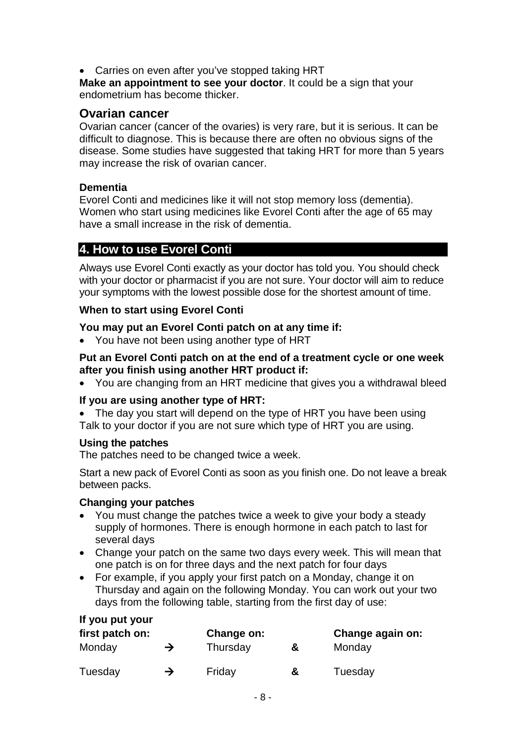- Carries on even after you've stopped taking HRT

**Make an appointment to see your doctor**. It could be a sign that your endometrium has become thicker.

## Ovarian cancer

Ovarian cancer (cancer of the ovaries) is very rare, but it is serious. It can be difficult to diagnose. This is because there are often no obvious signs of the disease. Some studies have suggested that taking HRT for more than 5 years may increase the risk of ovarian cancer.

**Dementia**

Evorel Conti and medicines like it will not stop memory loss (dementia). Women who start using medicines like Evorel Conti after the age of 65 may have a small increase in the risk of dementia.

## 4. How to use Evorel Conti

Always use Evorel Conti exactly as your doctor has told you. You should check with your doctor or pharmacist if you are not sure. Your doctor will aim to reduce your symptoms with the lowest possible dose for the shortest amount of time.

**When to start using Evorel Conti**

**You may put an Evorel Conti patch on at any time if:**

- You have not been using another type of HRT

**Put an Evorel Conti patch on at the end of a treatment cycle or one week after you finish using another HRT product if:**

- You are changing from an HRT medicine that gives you a withdrawal bleed

**If you are using another type of HRT:**

- The day you start will depend on the type of HRT you have been using

Talk to your doctor if you are not sure which type of HRT you are using.

**Using the patches**

The patches need to be changed twice a week.

Start a new pack of Evorel Conti as soon as you finish one. Do not leave a break between packs.

**Changing your patches**

- You must change the patches twice a week to give your body a steady supply of hormones. There is enough hormone in each patch to last for several days
- Change your patch on the same two days every week. This will mean that one patch is on for three days and the next patch for four days
- For example, if you apply your first patch on a Monday, change it on Thursday and again on the following Monday. You can work out your two days from the following table, starting from the first day of use:

| If you put your first patch on: | | Change on: | | Change again on: |
|---|---|---|---|---|
| Monday | → | Thursday | & | Monday |
| Tuesday | → | Friday | & | Tuesday |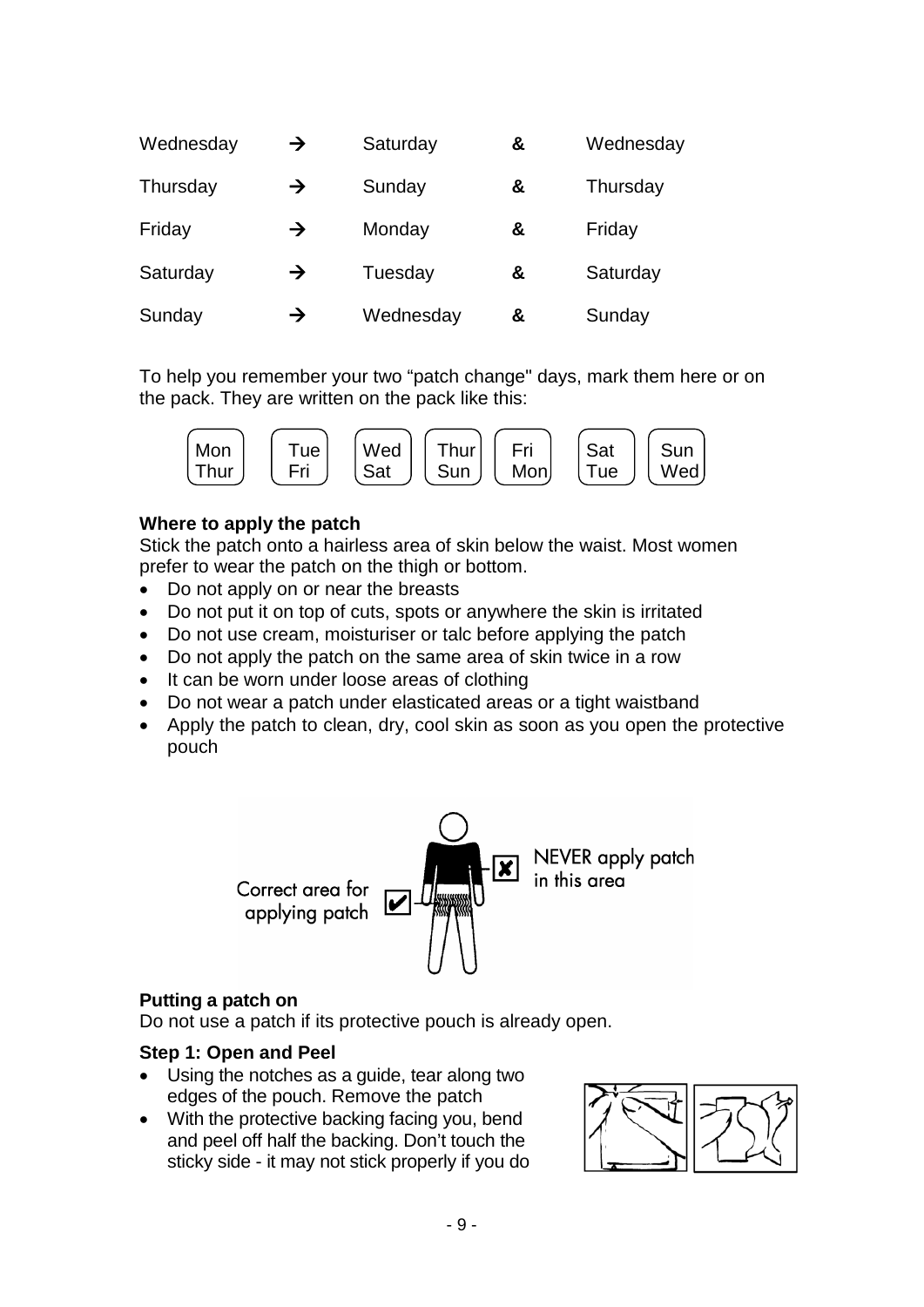| | | | | |
|---|---|---|---|---|
| Wednesday | → | Saturday | & | Wednesday |
| Thursday | → | Sunday | & | Thursday |
| Friday | → | Monday | & | Friday |
| Saturday | → | Tuesday | & | Saturday |
| Sunday | → | Wednesday | & | Sunday |

To help you remember your two "patch change" days, mark them here or on the pack. They are written on the pack like this:

| Mon Thur | Tue Fri | Wed Sat | Thur Sun | Fri Mon | Sat Tue | Sun Wed |
|---|---|---|---|---|---|---|

**Where to apply the patch**

Stick the patch onto a hairless area of skin below the waist. Most women prefer to wear the patch on the thigh or bottom.

- Do not apply on or near the breasts
- Do not put it on top of cuts, spots or anywhere the skin is irritated
- Do not use cream, moisturiser or talc before applying the patch
- Do not apply the patch on the same area of skin twice in a row
- It can be worn under loose areas of clothing
- Do not wear a patch under elasticated areas or a tight waistband
- Apply the patch to clean, dry, cool skin as soon as you open the protective pouch

Correct area for applying patch

NEVER apply patch in this area

**Putting a patch on**

Do not use a patch if its protective pouch is already open.

**Step 1: Open and Peel**

- Using the notches as a guide, tear along two edges of the pouch. Remove the patch
- With the protective backing facing you, bend and peel off half the backing. Don't touch the sticky side - it may not stick properly if you do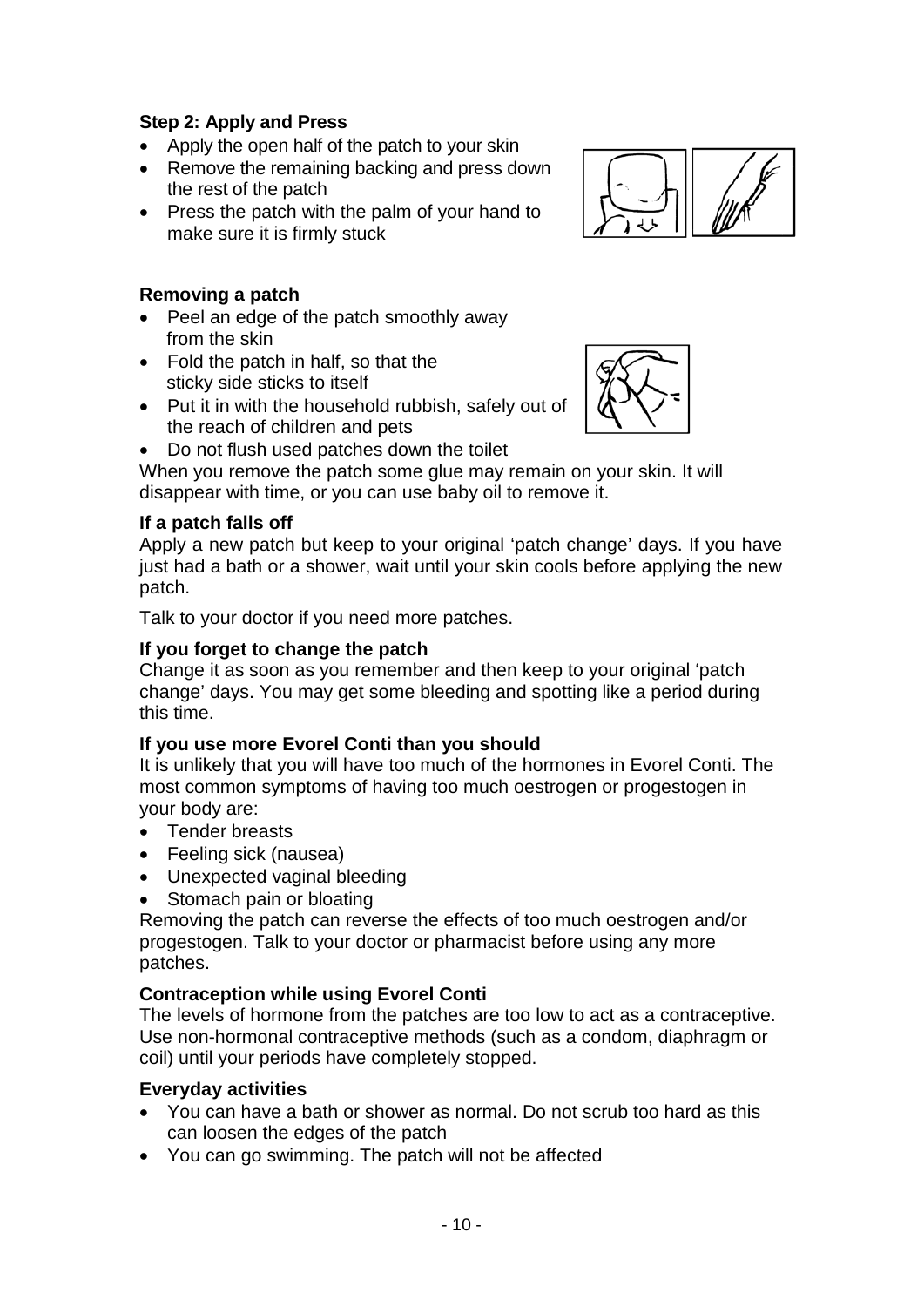**Step 2: Apply and Press**

- Apply the open half of the patch to your skin
- Remove the remaining backing and press down the rest of the patch
- Press the patch with the palm of your hand to make sure it is firmly stuck

**Removing a patch**

- Peel an edge of the patch smoothly away from the skin
- Fold the patch in half, so that the sticky side sticks to itself
- Put it in with the household rubbish, safely out of the reach of children and pets
- Do not flush used patches down the toilet

When you remove the patch some glue may remain on your skin. It will disappear with time, or you can use baby oil to remove it.

**If a patch falls off**

Apply a new patch but keep to your original 'patch change' days. If you have just had a bath or a shower, wait until your skin cools before applying the new patch.

Talk to your doctor if you need more patches.

**If you forget to change the patch**

Change it as soon as you remember and then keep to your original 'patch change' days. You may get some bleeding and spotting like a period during this time.

**If you use more Evorel Conti than you should**

It is unlikely that you will have too much of the hormones in Evorel Conti. The most common symptoms of having too much oestrogen or progestogen in your body are:

- Tender breasts
- Feeling sick (nausea)
- Unexpected vaginal bleeding
- Stomach pain or bloating

Removing the patch can reverse the effects of too much oestrogen and/or progestogen. Talk to your doctor or pharmacist before using any more patches.

**Contraception while using Evorel Conti**

The levels of hormone from the patches are too low to act as a contraceptive. Use non-hormonal contraceptive methods (such as a condom, diaphragm or coil) until your periods have completely stopped.

**Everyday activities**

- You can have a bath or shower as normal. Do not scrub too hard as this can loosen the edges of the patch
- You can go swimming. The patch will not be affected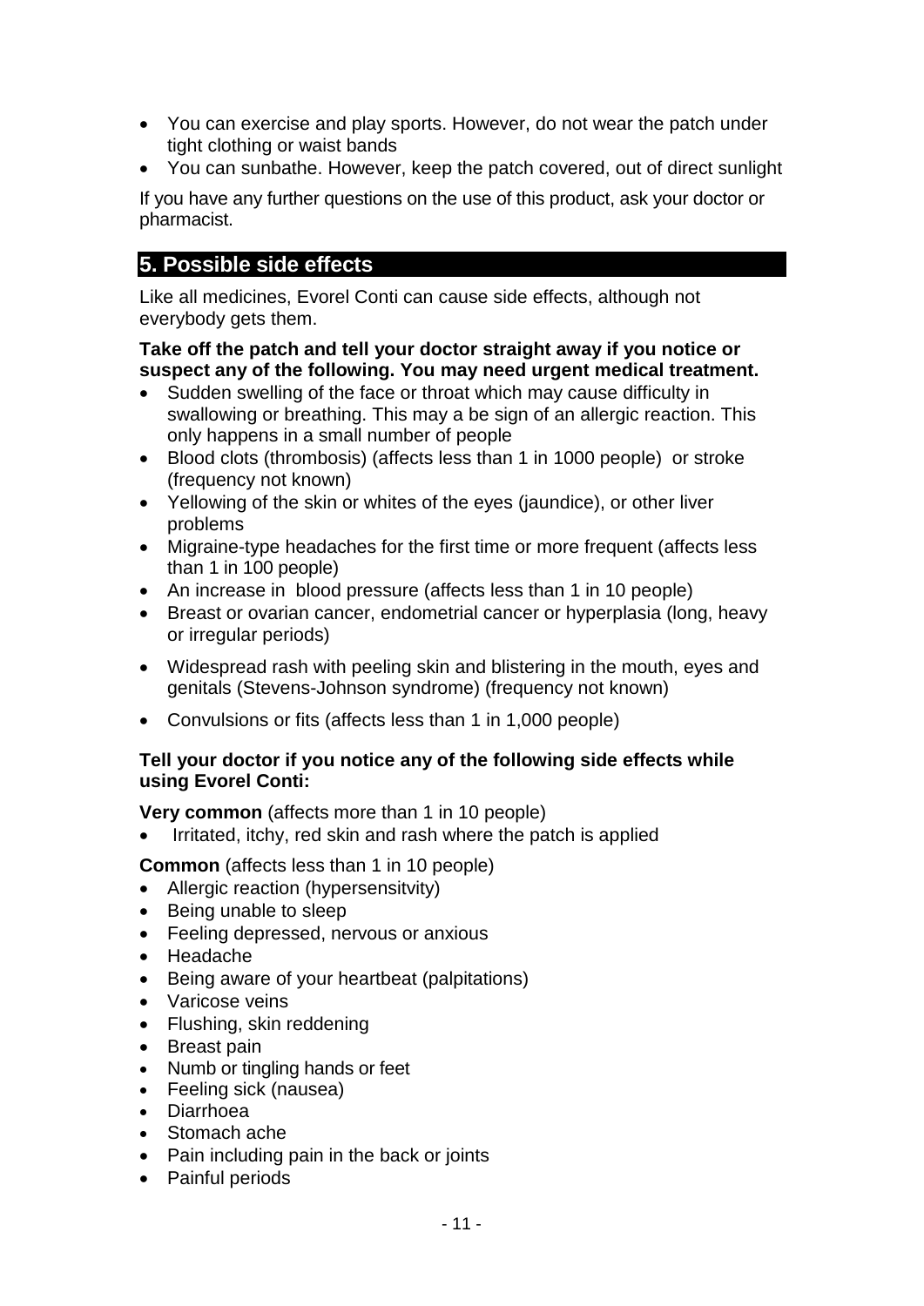- You can exercise and play sports. However, do not wear the patch under tight clothing or waist bands
- You can sunbathe. However, keep the patch covered, out of direct sunlight

If you have any further questions on the use of this product, ask your doctor or pharmacist.

## 5. Possible side effects

Like all medicines, Evorel Conti can cause side effects, although not everybody gets them.

**Take off the patch and tell your doctor straight away if you notice or suspect any of the following. You may need urgent medical treatment.**

- Sudden swelling of the face or throat which may cause difficulty in swallowing or breathing. This may a be sign of an allergic reaction. This only happens in a small number of people
- Blood clots (thrombosis) (affects less than 1 in 1000 people) or stroke (frequency not known)
- Yellowing of the skin or whites of the eyes (jaundice), or other liver problems
- Migraine-type headaches for the first time or more frequent (affects less than 1 in 100 people)
- An increase in blood pressure (affects less than 1 in 10 people)
- Breast or ovarian cancer, endometrial cancer or hyperplasia (long, heavy or irregular periods)
- Widespread rash with peeling skin and blistering in the mouth, eyes and genitals (Stevens-Johnson syndrome) (frequency not known)
- Convulsions or fits (affects less than 1 in 1,000 people)

**Tell your doctor if you notice any of the following side effects while using Evorel Conti:**

**Very common** (affects more than 1 in 10 people)

- Irritated, itchy, red skin and rash where the patch is applied

**Common** (affects less than 1 in 10 people)

- Allergic reaction (hypersensitvity)
- Being unable to sleep
- Feeling depressed, nervous or anxious
- Headache
- Being aware of your heartbeat (palpitations)
- Varicose veins
- Flushing, skin reddening
- Breast pain
- Numb or tingling hands or feet
- Feeling sick (nausea)
- Diarrhoea
- Stomach ache
- Pain including pain in the back or joints
- Painful periods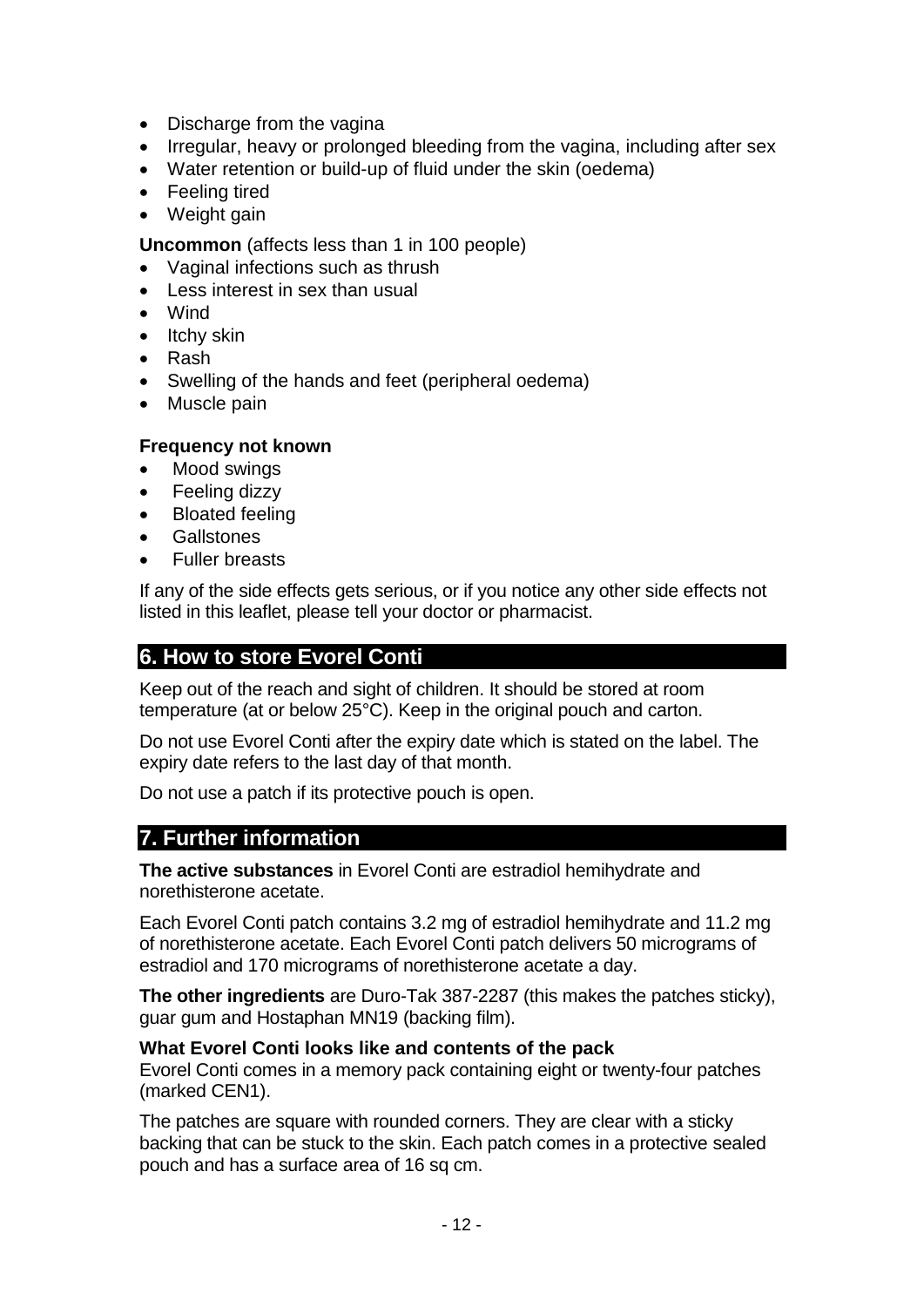- Discharge from the vagina
- Irregular, heavy or prolonged bleeding from the vagina, including after sex
- Water retention or build-up of fluid under the skin (oedema)
- Feeling tired
- Weight gain

**Uncommon** (affects less than 1 in 100 people)

- Vaginal infections such as thrush
- Less interest in sex than usual
- Wind
- Itchy skin
- Rash
- Swelling of the hands and feet (peripheral oedema)
- Muscle pain

**Frequency not known**

- Mood swings
- Feeling dizzy
- Bloated feeling
- Gallstones
- Fuller breasts

If any of the side effects gets serious, or if you notice any other side effects not listed in this leaflet, please tell your doctor or pharmacist.

## 6. How to store Evorel Conti

Keep out of the reach and sight of children. It should be stored at room temperature (at or below 25°C). Keep in the original pouch and carton.

Do not use Evorel Conti after the expiry date which is stated on the label. The expiry date refers to the last day of that month.

Do not use a patch if its protective pouch is open.

## 7. Further information

**The active substances** in Evorel Conti are estradiol hemihydrate and norethisterone acetate.

Each Evorel Conti patch contains 3.2 mg of estradiol hemihydrate and 11.2 mg of norethisterone acetate. Each Evorel Conti patch delivers 50 micrograms of estradiol and 170 micrograms of norethisterone acetate a day.

**The other ingredients** are Duro-Tak 387-2287 (this makes the patches sticky), guar gum and Hostaphan MN19 (backing film).

**What Evorel Conti looks like and contents of the pack**

Evorel Conti comes in a memory pack containing eight or twenty-four patches (marked CEN1).

The patches are square with rounded corners. They are clear with a sticky backing that can be stuck to the skin. Each patch comes in a protective sealed pouch and has a surface area of 16 sq cm.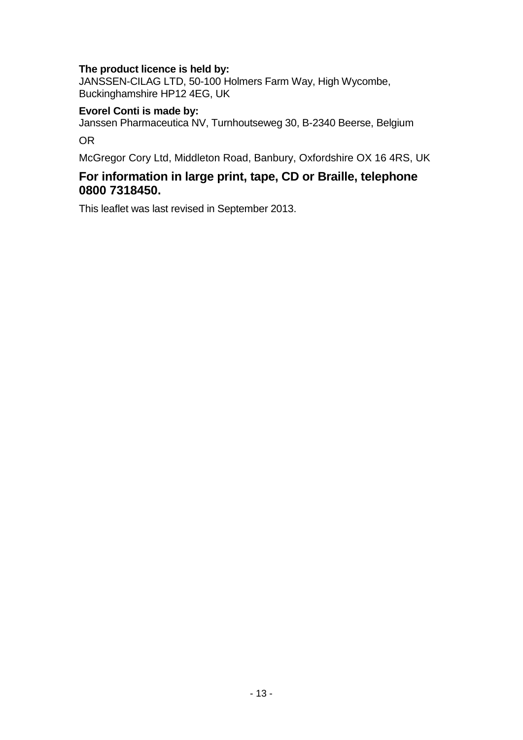**The product licence is held by:**
JANSSEN-CILAG LTD, 50-100 Holmers Farm Way, High Wycombe, Buckinghamshire HP12 4EG, UK

**Evorel Conti is made by:**
Janssen Pharmaceutica NV, Turnhoutseweg 30, B-2340 Beerse, Belgium

OR

McGregor Cory Ltd, Middleton Road, Banbury, Oxfordshire OX 16 4RS, UK

## For information in large print, tape, CD or Braille, telephone 0800 7318450.

This leaflet was last revised in September 2013.